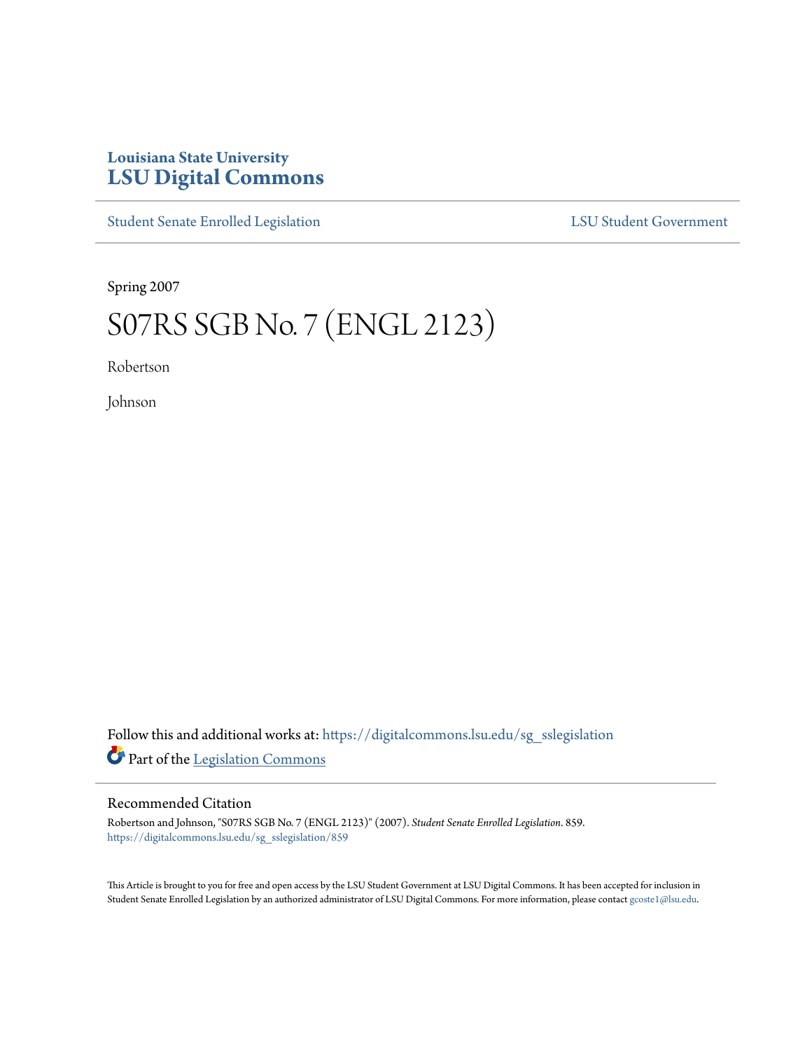Louisiana State University
# LSU Digital Commons

Student Senate Enrolled Legislation

LSU Student Government

Spring 2007

# S07RS SGB No. 7 (ENGL 2123)

Robertson

Johnson

Follow this and additional works at: https://digitalcommons.lsu.edu/sg_sslegislation

Part of the Legislation Commons

## Recommended Citation

Robertson and Johnson, "S07RS SGB No. 7 (ENGL 2123)" (2007). *Student Senate Enrolled Legislation*. 859.
https://digitalcommons.lsu.edu/sg_sslegislation/859

This Article is brought to you for free and open access by the LSU Student Government at LSU Digital Commons. It has been accepted for inclusion in Student Senate Enrolled Legislation by an authorized administrator of LSU Digital Commons. For more information, please contact gcoste1@lsu.edu.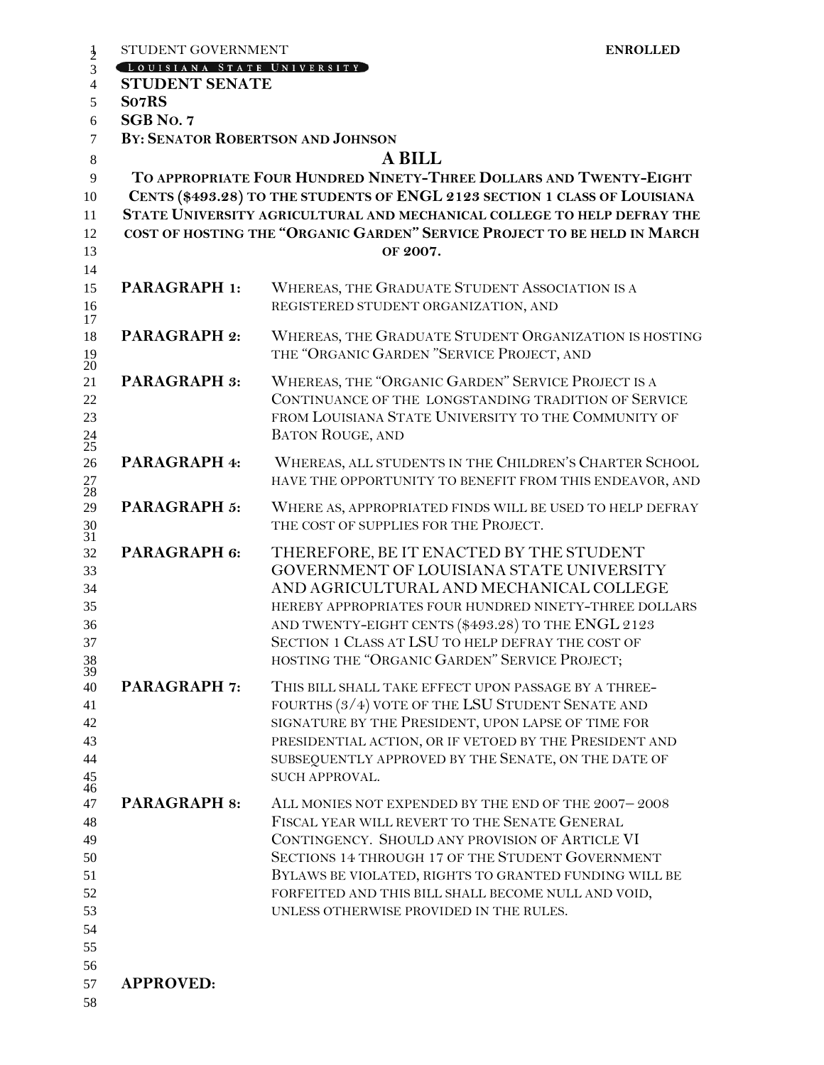STUDENT GOVERNMENT **ENROLLED**

LOUISIANA STATE UNIVERSITY

**STUDENT SENATE**

**S07RS**

**SGB NO. 7**

**BY: SENATOR ROBERTSON AND JOHNSON**

# A BILL

**TO APPROPRIATE FOUR HUNDRED NINETY-THREE DOLLARS AND TWENTY-EIGHT CENTS ($493.28) TO THE STUDENTS OF ENGL 2123 SECTION 1 CLASS OF LOUISIANA STATE UNIVERSITY AGRICULTURAL AND MECHANICAL COLLEGE TO HELP DEFRAY THE COST OF HOSTING THE "ORGANIC GARDEN" SERVICE PROJECT TO BE HELD IN MARCH OF 2007.**

**PARAGRAPH 1:** WHEREAS, THE GRADUATE STUDENT ASSOCIATION IS A REGISTERED STUDENT ORGANIZATION, AND

**PARAGRAPH 2:** WHEREAS, THE GRADUATE STUDENT ORGANIZATION IS HOSTING THE "ORGANIC GARDEN "SERVICE PROJECT, AND

**PARAGRAPH 3:** WHEREAS, THE "ORGANIC GARDEN" SERVICE PROJECT IS A CONTINUANCE OF THE LONGSTANDING TRADITION OF SERVICE FROM LOUISIANA STATE UNIVERSITY TO THE COMMUNITY OF BATON ROUGE, AND

**PARAGRAPH 4:** WHEREAS, ALL STUDENTS IN THE CHILDREN'S CHARTER SCHOOL HAVE THE OPPORTUNITY TO BENEFIT FROM THIS ENDEAVOR, AND

**PARAGRAPH 5:** WHERE AS, APPROPRIATED FINDS WILL BE USED TO HELP DEFRAY THE COST OF SUPPLIES FOR THE PROJECT.

**PARAGRAPH 6:** THEREFORE, BE IT ENACTED BY THE STUDENT GOVERNMENT OF LOUISIANA STATE UNIVERSITY AND AGRICULTURAL AND MECHANICAL COLLEGE HEREBY APPROPRIATES FOUR HUNDRED NINETY-THREE DOLLARS AND TWENTY-EIGHT CENTS ($493.28) TO THE ENGL 2123 SECTION 1 CLASS AT LSU TO HELP DEFRAY THE COST OF HOSTING THE "ORGANIC GARDEN" SERVICE PROJECT;

**PARAGRAPH 7:** THIS BILL SHALL TAKE EFFECT UPON PASSAGE BY A THREE-FOURTHS (3/4) VOTE OF THE LSU STUDENT SENATE AND SIGNATURE BY THE PRESIDENT, UPON LAPSE OF TIME FOR PRESIDENTIAL ACTION, OR IF VETOED BY THE PRESIDENT AND SUBSEQUENTLY APPROVED BY THE SENATE, ON THE DATE OF SUCH APPROVAL.

**PARAGRAPH 8:** ALL MONIES NOT EXPENDED BY THE END OF THE 2007– 2008 FISCAL YEAR WILL REVERT TO THE SENATE GENERAL CONTINGENCY. SHOULD ANY PROVISION OF ARTICLE VI SECTIONS 14 THROUGH 17 OF THE STUDENT GOVERNMENT BYLAWS BE VIOLATED, RIGHTS TO GRANTED FUNDING WILL BE FORFEITED AND THIS BILL SHALL BECOME NULL AND VOID, UNLESS OTHERWISE PROVIDED IN THE RULES.

**APPROVED:**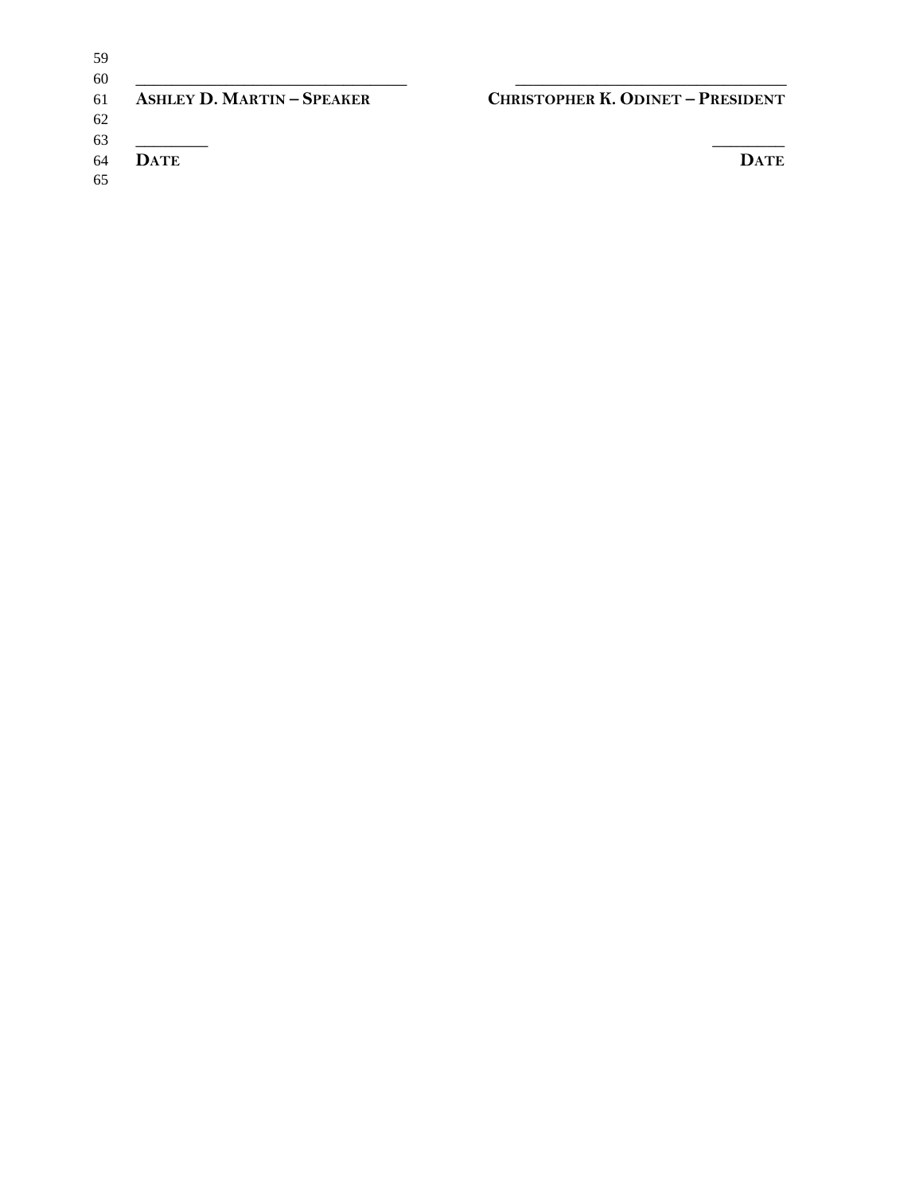| | |
|---|---|
| ________________________________ | ________________________________ |
| **ASHLEY D. MARTIN – SPEAKER** | **CHRISTOPHER K. ODINET – PRESIDENT** |
| ________ | ________ |
| **DATE** | **DATE** |